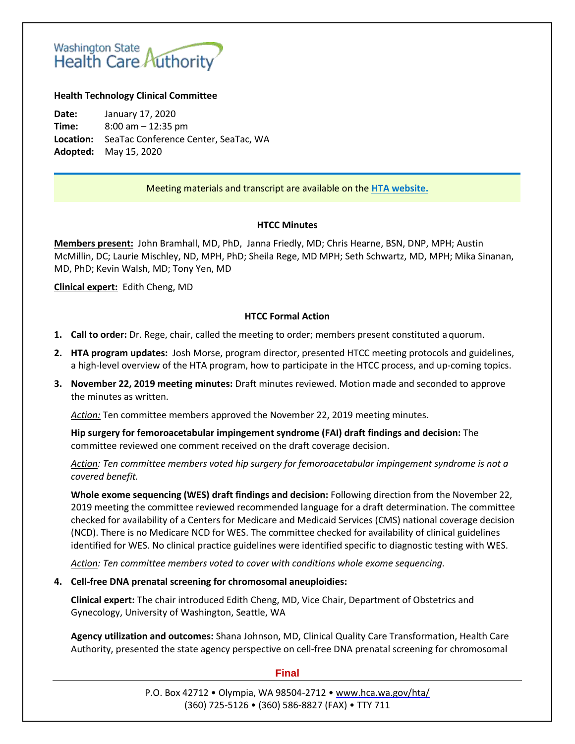Washington State Health Care Authority

**Health Technology Clinical Committee**

**Date:** January 17, 2020
**Time:** 8:00 am – 12:35 pm
**Location:** SeaTac Conference Center, SeaTac, WA
**Adopted:** May 15, 2020

Meeting materials and transcript are available on the **HTA website.**

## HTCC Minutes

**Members present:** John Bramhall, MD, PhD, Janna Friedly, MD; Chris Hearne, BSN, DNP, MPH; Austin McMillin, DC; Laurie Mischley, ND, MPH, PhD; Sheila Rege, MD MPH; Seth Schwartz, MD, MPH; Mika Sinanan, MD, PhD; Kevin Walsh, MD; Tony Yen, MD

**Clinical expert:** Edith Cheng, MD

## HTCC Formal Action

1. **Call to order:** Dr. Rege, chair, called the meeting to order; members present constituted a quorum.
2. **HTA program updates:** Josh Morse, program director, presented HTCC meeting protocols and guidelines, a high-level overview of the HTA program, how to participate in the HTCC process, and up-coming topics.
3. **November 22, 2019 meeting minutes:** Draft minutes reviewed. Motion made and seconded to approve the minutes as written.

   *Action:* Ten committee members approved the November 22, 2019 meeting minutes.

   **Hip surgery for femoroacetabular impingement syndrome (FAI) draft findings and decision:** The committee reviewed one comment received on the draft coverage decision.

   *Action: Ten committee members voted hip surgery for femoroacetabular impingement syndrome is not a covered benefit.*

   **Whole exome sequencing (WES) draft findings and decision:** Following direction from the November 22, 2019 meeting the committee reviewed recommended language for a draft determination. The committee checked for availability of a Centers for Medicare and Medicaid Services (CMS) national coverage decision (NCD). There is no Medicare NCD for WES. The committee checked for availability of clinical guidelines identified for WES. No clinical practice guidelines were identified specific to diagnostic testing with WES.

   *Action: Ten committee members voted to cover with conditions whole exome sequencing.*

4. **Cell-free DNA prenatal screening for chromosomal aneuploidies:**

   **Clinical expert:** The chair introduced Edith Cheng, MD, Vice Chair, Department of Obstetrics and Gynecology, University of Washington, Seattle, WA

   **Agency utilization and outcomes:** Shana Johnson, MD, Clinical Quality Care Transformation, Health Care Authority, presented the state agency perspective on cell-free DNA prenatal screening for chromosomal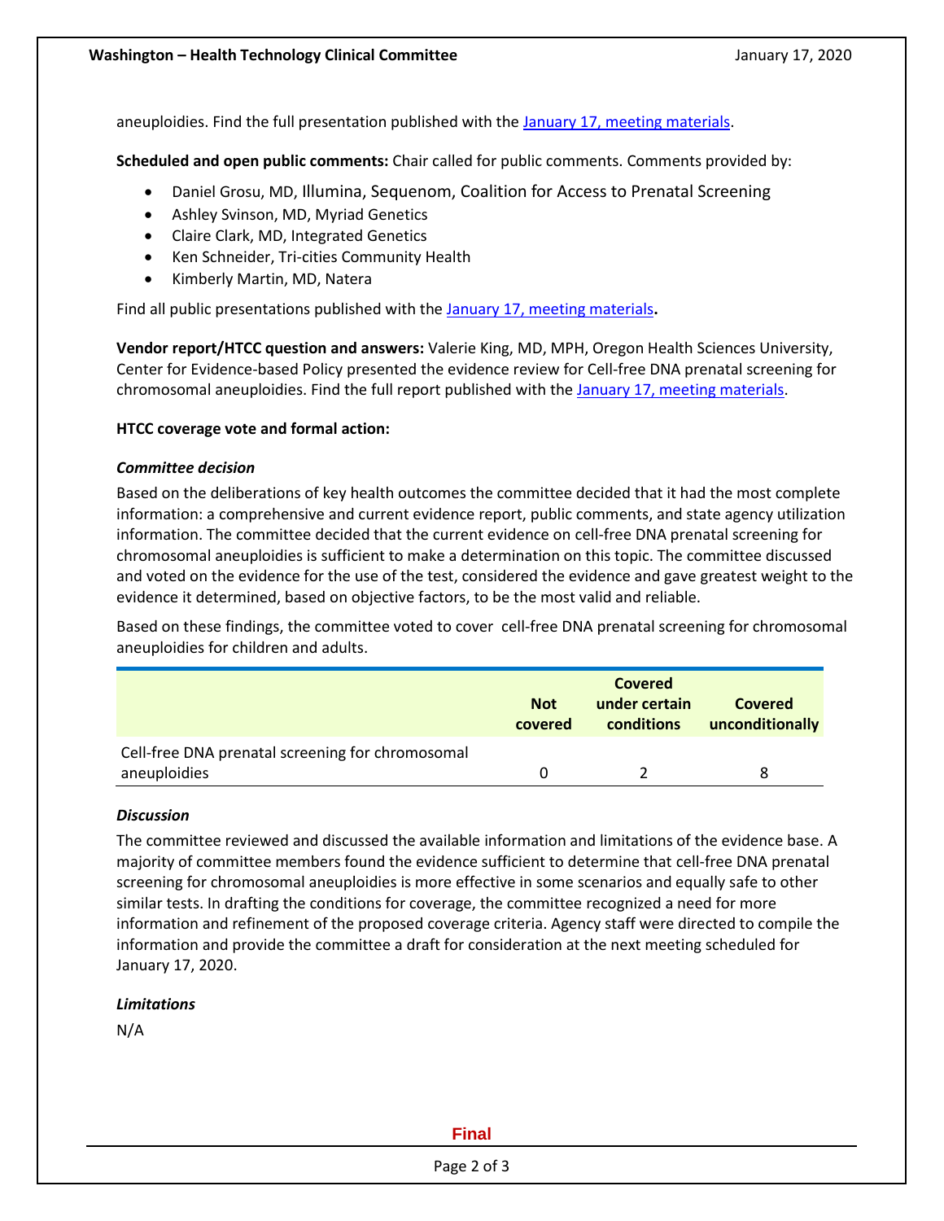aneuploidies. Find the full presentation published with the [January 17, meeting materials](#).

**Scheduled and open public comments:** Chair called for public comments. Comments provided by:

- Daniel Grosu, MD, Illumina, Sequenom, Coalition for Access to Prenatal Screening
- Ashley Svinson, MD, Myriad Genetics
- Claire Clark, MD, Integrated Genetics
- Ken Schneider, Tri-cities Community Health
- Kimberly Martin, MD, Natera

Find all public presentations published with the [January 17, meeting materials](#)**.**

**Vendor report/HTCC question and answers:** Valerie King, MD, MPH, Oregon Health Sciences University, Center for Evidence-based Policy presented the evidence review for Cell-free DNA prenatal screening for chromosomal aneuploidies. Find the full report published with the [January 17, meeting materials](#).

**HTCC coverage vote and formal action:**

***Committee decision***

Based on the deliberations of key health outcomes the committee decided that it had the most complete information: a comprehensive and current evidence report, public comments, and state agency utilization information. The committee decided that the current evidence on cell-free DNA prenatal screening for chromosomal aneuploidies is sufficient to make a determination on this topic. The committee discussed and voted on the evidence for the use of the test, considered the evidence and gave greatest weight to the evidence it determined, based on objective factors, to be the most valid and reliable.

Based on these findings, the committee voted to cover cell-free DNA prenatal screening for chromosomal aneuploidies for children and adults.

| | Not covered | Covered under certain conditions | Covered unconditionally |
|---|---|---|---|
| Cell-free DNA prenatal screening for chromosomal aneuploidies | 0 | 2 | 8 |

***Discussion***

The committee reviewed and discussed the available information and limitations of the evidence base. A majority of committee members found the evidence sufficient to determine that cell-free DNA prenatal screening for chromosomal aneuploidies is more effective in some scenarios and equally safe to other similar tests. In drafting the conditions for coverage, the committee recognized a need for more information and refinement of the proposed coverage criteria. Agency staff were directed to compile the information and provide the committee a draft for consideration at the next meeting scheduled for January 17, 2020.

***Limitations***

N/A

Final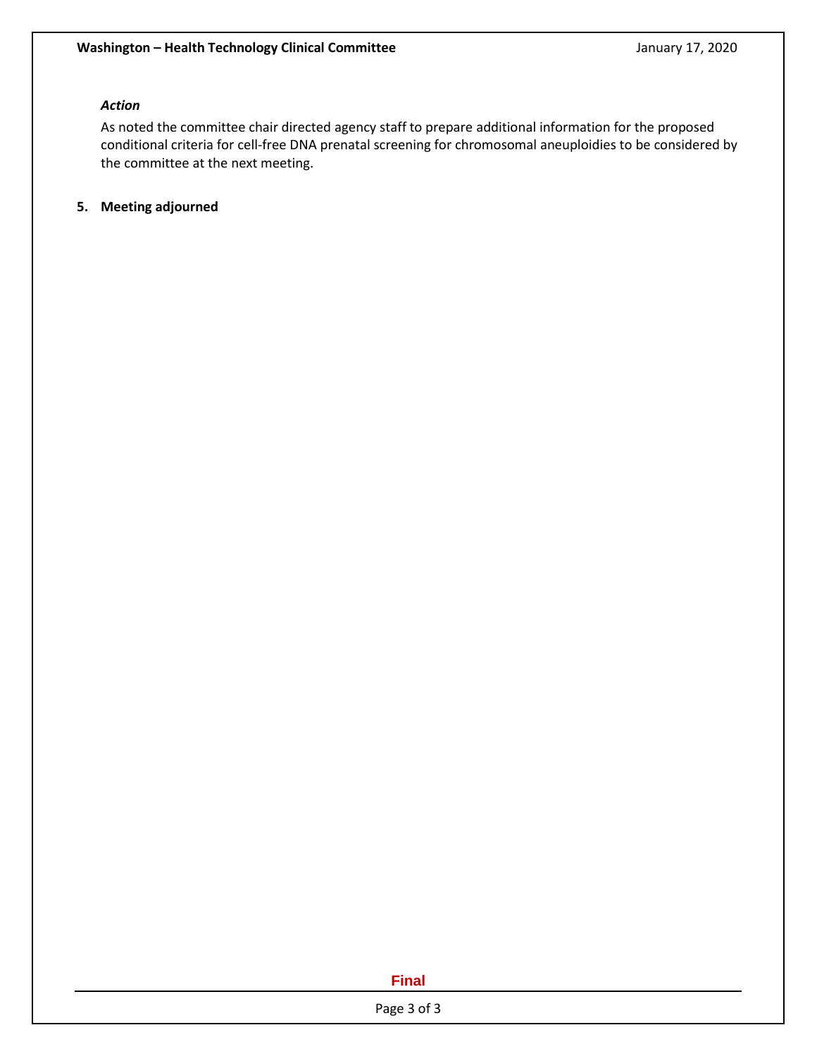***Action***

As noted the committee chair directed agency staff to prepare additional information for the proposed conditional criteria for cell-free DNA prenatal screening for chromosomal aneuploidies to be considered by the committee at the next meeting.

5. **Meeting adjourned**